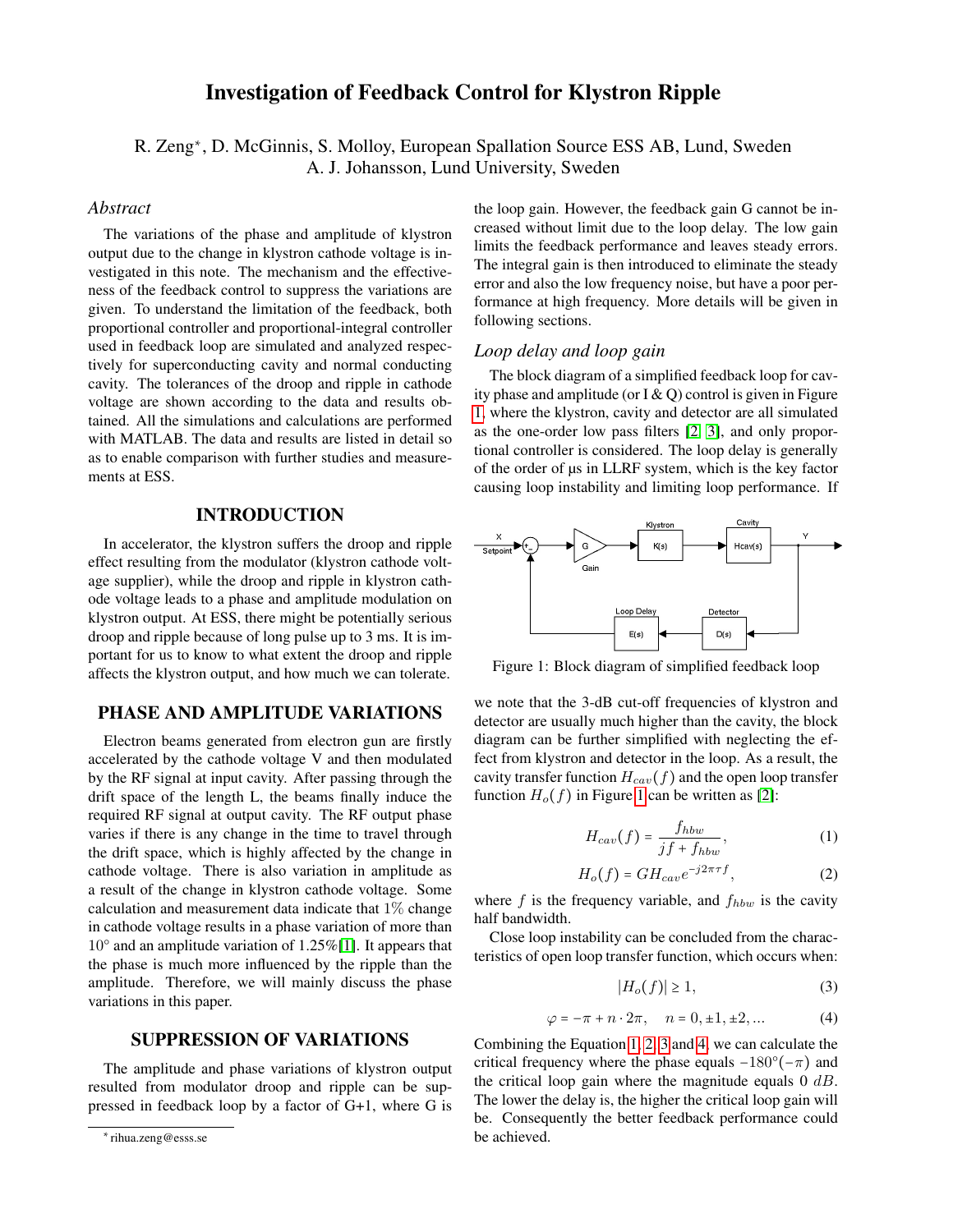# Investigation of Feedback Control for Klystron Ripple

R. Zeng*, D. McGinnis, S. Molloy, European Spallation Source ESS AB, Lund, Sweden
A. J. Johansson, Lund University, Sweden

## *Abstract*

The variations of the phase and amplitude of klystron output due to the change in klystron cathode voltage is investigated in this note. The mechanism and the effectiveness of the feedback control to suppress the variations are given. To understand the limitation of the feedback, both proportional controller and proportional-integral controller used in feedback loop are simulated and analyzed respectively for superconducting cavity and normal conducting cavity. The tolerances of the droop and ripple in cathode voltage are shown according to the data and results obtained. All the simulations and calculations are performed with MATLAB. The data and results are listed in detail so as to enable comparison with further studies and measurements at ESS.

## INTRODUCTION

In accelerator, the klystron suffers the droop and ripple effect resulting from the modulator (klystron cathode voltage supplier), while the droop and ripple in klystron cathode voltage leads to a phase and amplitude modulation on klystron output. At ESS, there might be potentially serious droop and ripple because of long pulse up to 3 ms. It is important for us to know to what extent the droop and ripple affects the klystron output, and how much we can tolerate.

## PHASE AND AMPLITUDE VARIATIONS

Electron beams generated from electron gun are firstly accelerated by the cathode voltage V and then modulated by the RF signal at input cavity. After passing through the drift space of the length L, the beams finally induce the required RF signal at output cavity. The RF output phase varies if there is any change in the time to travel through the drift space, which is highly affected by the change in cathode voltage. There is also variation in amplitude as a result of the change in klystron cathode voltage. Some calculation and measurement data indicate that $1\%$ change in cathode voltage results in a phase variation of more than $10^{\circ}$ and an amplitude variation of $1.25\%$[1]. It appears that the phase is much more influenced by the ripple than the amplitude. Therefore, we will mainly discuss the phase variations in this paper.

## SUPPRESSION OF VARIATIONS

The amplitude and phase variations of klystron output resulted from modulator droop and ripple can be suppressed in feedback loop by a factor of G+1, where G is the loop gain. However, the feedback gain G cannot be increased without limit due to the loop delay. The low gain limits the feedback performance and leaves steady errors. The integral gain is then introduced to eliminate the steady error and also the low frequency noise, but have a poor performance at high frequency. More details will be given in following sections.

### *Loop delay and loop gain*

The block diagram of a simplified feedback loop for cavity phase and amplitude (or I & Q) control is given in Figure 1, where the klystron, cavity and detector are all simulated as the one-order low pass filters [2, 3], and only proportional controller is considered. The loop delay is generally of the order of µs in LLRF system, which is the key factor causing loop instability and limiting loop performance. If

Figure 1: Block diagram of simplified feedback loop

we note that the 3-dB cut-off frequencies of klystron and detector are usually much higher than the cavity, the block diagram can be further simplified with neglecting the effect from klystron and detector in the loop. As a result, the cavity transfer function $H_{cav}(f)$ and the open loop transfer function $H_o(f)$ in Figure 1 can be written as [2]:

$$H_{cav}(f) = \frac{f_{hbw}}{jf + f_{hbw}}, \tag{1}$$

$$H_o(f) = GH_{cav}e^{-j2\pi\tau f}, \tag{2}$$

where $f$ is the frequency variable, and $f_{hbw}$ is the cavity half bandwidth.

Close loop instability can be concluded from the characteristics of open loop transfer function, which occurs when:

$$|H_o(f)| \geq 1, \tag{3}$$

$$\varphi = -\pi + n \cdot 2\pi, \quad n = 0, \pm1, \pm2, ... \tag{4}$$

Combining the Equation 1, 2, 3 and 4, we can calculate the critical frequency where the phase equals $-180^{\circ}(-\pi)$ and the critical loop gain where the magnitude equals $0\ dB$. The lower the delay is, the higher the critical loop gain will be. Consequently the better feedback performance could be achieved.

* rihua.zeng@esss.se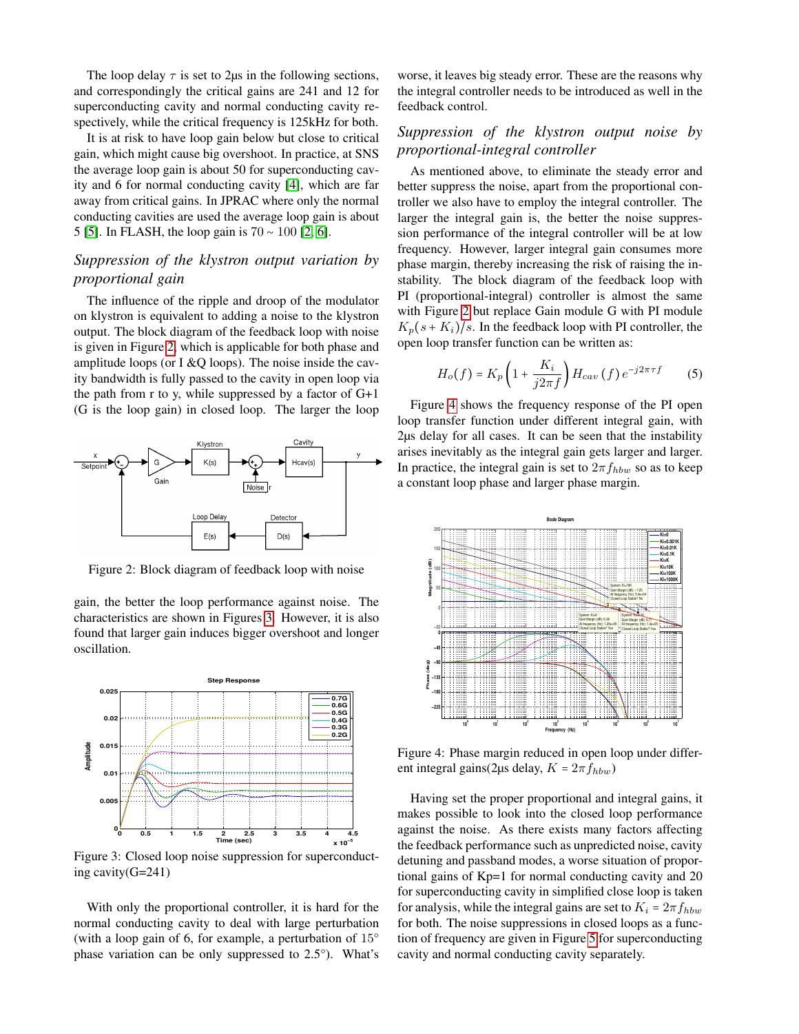The loop delay $\tau$ is set to 2μs in the following sections, and correspondingly the critical gains are 241 and 12 for superconducting cavity and normal conducting cavity respectively, while the critical frequency is 125kHz for both.

It is at risk to have loop gain below but close to critical gain, which might cause big overshoot. In practice, at SNS the average loop gain is about 50 for superconducting cavity and 6 for normal conducting cavity [4], which are far away from critical gains. In JPRAC where only the normal conducting cavities are used the average loop gain is about 5 [5]. In FLASH, the loop gain is 70 ~ 100 [2, 6].

## *Suppression of the klystron output variation by proportional gain*

The influence of the ripple and droop of the modulator on klystron is equivalent to adding a noise to the klystron output. The block diagram of the feedback loop with noise is given in Figure 2, which is applicable for both phase and amplitude loops (or I &Q loops). The noise inside the cavity bandwidth is fully passed to the cavity in open loop via the path from r to y, while suppressed by a factor of G+1 (G is the loop gain) in closed loop. The larger the loop gain, the better the loop performance against noise. The characteristics are shown in Figures 3. However, it is also found that larger gain induces bigger overshoot and longer oscillation.

Figure 2: Block diagram of feedback loop with noise

Figure 3: Closed loop noise suppression for superconducting cavity(G=241)

With only the proportional controller, it is hard for the normal conducting cavity to deal with large perturbation (with a loop gain of 6, for example, a perturbation of 15° phase variation can be only suppressed to 2.5°). What's worse, it leaves big steady error. These are the reasons why the integral controller needs to be introduced as well in the feedback control.

## *Suppression of the klystron output noise by proportional-integral controller*

As mentioned above, to eliminate the steady error and better suppress the noise, apart from the proportional controller we also have to employ the integral controller. The larger the integral gain is, the better the noise suppression performance of the integral controller will be at low frequency. However, larger integral gain consumes more phase margin, thereby increasing the risk of raising the instability. The block diagram of the feedback loop with PI (proportional-integral) controller is almost the same with Figure 2 but replace Gain module G with PI module $K_p(s + K_i)/s$. In the feedback loop with PI controller, the open loop transfer function can be written as:

$$H_o(f) = K_p\left(1 + \frac{K_i}{j2\pi f}\right) H_{cav}(f)\, e^{-j2\pi\tau f} \qquad (5)$$

Figure 4 shows the frequency response of the PI open loop transfer function under different integral gain, with 2μs delay for all cases. It can be seen that the instability arises inevitably as the integral gain gets larger and larger. In practice, the integral gain is set to $2\pi f_{hbw}$ so as to keep a constant loop phase and larger phase margin.

Figure 4: Phase margin reduced in open loop under different integral gains(2μs delay, $K = 2\pi f_{hbw}$)

Having set the proper proportional and integral gains, it makes possible to look into the closed loop performance against the noise. As there exists many factors affecting the feedback performance such as unpredicted noise, cavity detuning and passband modes, a worse situation of proportional gains of Kp=1 for normal conducting cavity and 20 for superconducting cavity in simplified close loop is taken for analysis, while the integral gains are set to $K_i = 2\pi f_{hbw}$ for both. The noise suppressions in closed loops as a function of frequency are given in Figure 5 for superconducting cavity and normal conducting cavity separately.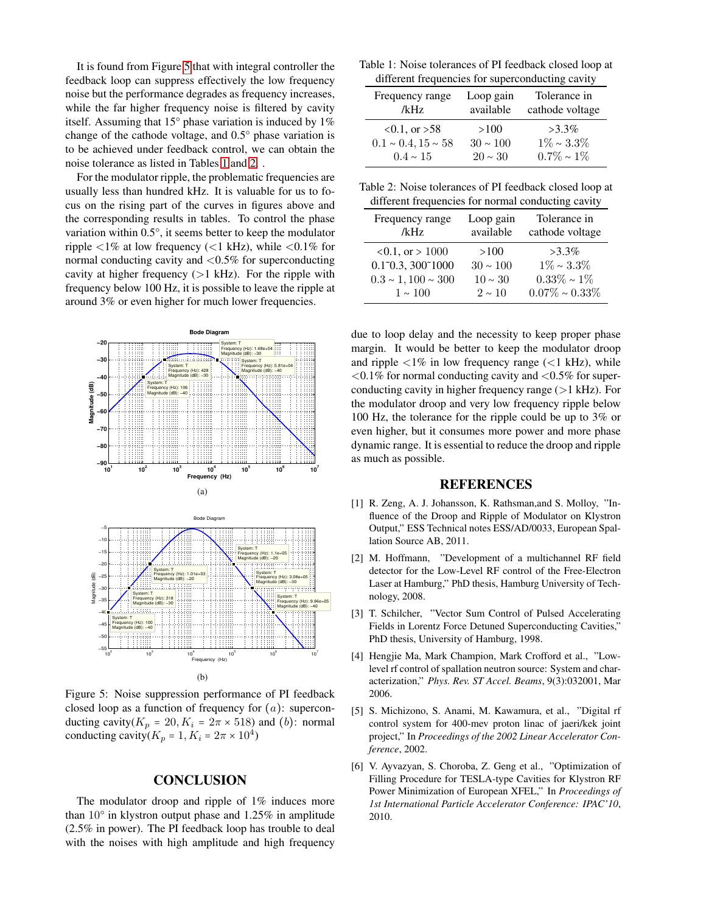It is found from Figure 5 that with integral controller the feedback loop can suppress effectively the low frequency noise but the performance degrades as frequency increases, while the far higher frequency noise is filtered by cavity itself. Assuming that 15° phase variation is induced by 1% change of the cathode voltage, and 0.5° phase variation is to be achieved under feedback control, we can obtain the noise tolerance as listed in Tables 1 and 2 .

For the modulator ripple, the problematic frequencies are usually less than hundred kHz. It is valuable for us to focus on the rising part of the curves in figures above and the corresponding results in tables. To control the phase variation within 0.5°, it seems better to keep the modulator ripple <1% at low frequency (<1 kHz), while <0.1% for normal conducting cavity and <0.5% for superconducting cavity at higher frequency (>1 kHz). For the ripple with frequency below 100 Hz, it is possible to leave the ripple at around 3% or even higher for much lower frequencies.

Bode Diagram

Magnitude (dB)

Frequency (Hz)

System: T
Frequency (Hz): 1.48e+04
Magnitude (dB): −30

System: T
Frequency (Hz): 428
Magnitude (dB): −30

System: T
Frequency (Hz): 5.81e+04
Magnitude (dB): −40

System: T
Frequency (Hz): 106
Magnitude (dB): −40

(a)

Bode Diagram

Magnitude (dB)

Frequency (Hz)

System: T
Frequency (Hz): 1.1e+05
Magnitude (dB): −20

System: T
Frequency (Hz): 1.01e+03
Magnitude (dB): −20

System: T
Frequency (Hz): 3.08e+05
Magnitude (dB): −30

System: T
Frequency (Hz): 318
Magnitude (dB): −30

System: T
Frequency (Hz): 9.96e+05
Magnitude (dB): −40

System: T
Frequency (Hz): 100
Magnitude (dB): −40

(b)

Figure 5: Noise suppression performance of PI feedback closed loop as a function of frequency for $(a)$: superconducting cavity($K_p = 20, K_i = 2\pi \times 518$) and $(b)$: normal conducting cavity($K_p = 1, K_i = 2\pi \times 10^4$)

## CONCLUSION

The modulator droop and ripple of 1% induces more than 10° in klystron output phase and 1.25% in amplitude (2.5% in power). The PI feedback loop has trouble to deal with the noises with high amplitude and high frequency due to loop delay and the necessity to keep proper phase margin. It would be better to keep the modulator droop and ripple <1% in low frequency range (<1 kHz), while <0.1% for normal conducting cavity and <0.5% for superconducting cavity in higher frequency range (>1 kHz). For the modulator droop and very low frequency ripple below 100 Hz, the tolerance for the ripple could be up to 3% or even higher, but it consumes more power and more phase dynamic range. It is essential to reduce the droop and ripple as much as possible.

Table 1: Noise tolerances of PI feedback closed loop at different frequencies for superconducting cavity

| Frequency range /kHz | Loop gain available | Tolerance in cathode voltage |
|---|---|---|
| <0.1, or >58 | >100 | >3.3% |
| 0.1 ~ 0.4, 15 ~ 58 | 30 ~ 100 | 1% ~ 3.3% |
| 0.4 ~ 15 | 20 ~ 30 | 0.7% ~ 1% |

Table 2: Noise tolerances of PI feedback closed loop at different frequencies for normal conducting cavity

| Frequency range /kHz | Loop gain available | Tolerance in cathode voltage |
|---|---|---|
| <0.1, or > 1000 | >100 | >3.3% |
| 0.1~0.3, 300~1000 | 30 ~ 100 | 1% ~ 3.3% |
| 0.3 ~ 1, 100 ~ 300 | 10 ~ 30 | 0.33% ~ 1% |
| 1 ~ 100 | 2 ~ 10 | 0.07% ~ 0.33% |

## REFERENCES

[1] R. Zeng, A. J. Johansson, K. Rathsman,and S. Molloy, "Influence of the Droop and Ripple of Modulator on Klystron Output," ESS Technical notes ESS/AD/0033, European Spallation Source AB, 2011.

[2] M. Hoffmann, "Development of a multichannel RF field detector for the Low-Level RF control of the Free-Electron Laser at Hamburg," PhD thesis, Hamburg University of Technology, 2008.

[3] T. Schilcher, "Vector Sum Control of Pulsed Accelerating Fields in Lorentz Force Detuned Superconducting Cavities," PhD thesis, University of Hamburg, 1998.

[4] Hengjie Ma, Mark Champion, Mark Crofford et al., "Low-level rf control of spallation neutron source: System and characterization," *Phys. Rev. ST Accel. Beams*, 9(3):032001, Mar 2006.

[5] S. Michizono, S. Anami, M. Kawamura, et al., "Digital rf control system for 400-mev proton linac of jaeri/kek joint project," In *Proceedings of the 2002 Linear Accelerator Conference*, 2002.

[6] V. Ayvazyan, S. Choroba, Z. Geng et al., "Optimization of Filling Procedure for TESLA-type Cavities for Klystron RF Power Minimization of European XFEL," In *Proceedings of 1st International Particle Accelerator Conference: IPAC'10*, 2010.